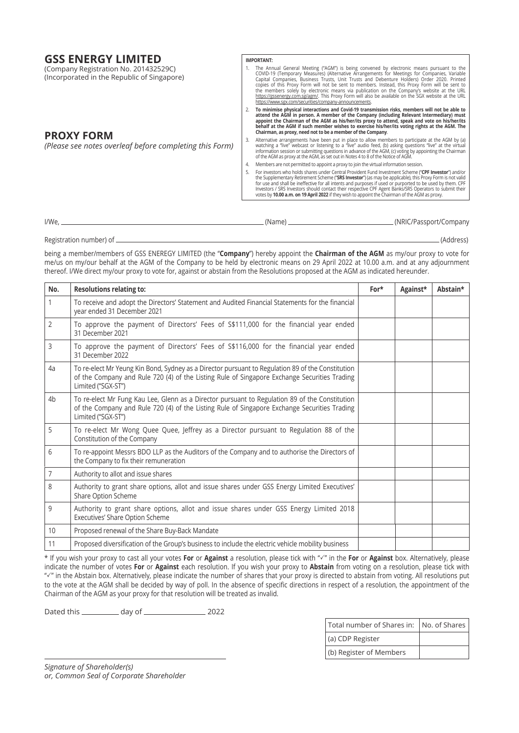# GSS ENERGY LIMITED

(Company Registration No. 201432529C)
(Incorporated in the Republic of Singapore)

## PROXY FORM

*(Please see notes overleaf before completing this Form)*

**IMPORTANT:**

1. The Annual General Meeting ("AGM") is being convened by electronic means pursuant to the COVID-19 (Temporary Measures) (Alternative Arrangements for Meetings for Companies, Variable Capital Companies, Business Trusts, Unit Trusts and Debenture Holders) Order 2020. Printed copies of this Proxy Form will not be sent to members. Instead, this Proxy Form will be sent to the members solely by electronic means via publication on the Company's website at the URL https://gssenergy.com.sg/agm/. This Proxy Form will also be available on the SGX website at the URL https://www.sgx.com/securities/company-announcements.
2. **To minimise physical interactions and Covid-19 transmission risks, members will not be able to attend the AGM in person. A member of the Company (including Relevant Intermediary) must appoint the Chairman of the AGM as his/her/its proxy to attend, speak and vote on his/her/its behalf at the AGM if such member wishes to exercise his/her/its voting rights at the AGM. The Chairman, as proxy, need not to be a member of the Company**.
3. Alternative arrangements have been put in place to allow members to participate at the AGM by (a) watching a "live" webcast or listening to a "live" audio feed, (b) asking questions "live" at the virtual information session or submitting questions in advance of the AGM, (c) voting by appointing the Chairman of the AGM as proxy at the AGM, as set out in Notes 4 to 8 of the Notice of AGM.
4. Members are not permitted to appoint a proxy to join the virtual information session.
5. For investors who holds shares under Central Provident Fund Investment Scheme ("**CPF Investor**") and/or the Supplementary Retirement Scheme ("**SRS Investor**") (as may be applicable), this Proxy Form is not valid for use and shall be ineffective for all intents and purposes if used or purported to be used by them. CPF Investors / SRS Investors should contact their respective CPF Agent Banks/SRS Operators to submit their votes by **10.00 a.m. on 19 April 2022** if they wish to appoint the Chairman of the AGM as proxy.

I/We, ____________________ (Name) ____________________ (NRIC/Passport/Company Registration number) of ____________________ (Address)

being a member/members of GSS ENEREGY LIMITED (the "**Company**") hereby appoint the **Chairman of the AGM** as my/our proxy to vote for me/us on my/our behalf at the AGM of the Company to be held by electronic means on 29 April 2022 at 10.00 a.m. and at any adjournment thereof. I/We direct my/our proxy to vote for, against or abstain from the Resolutions proposed at the AGM as indicated hereunder.

| No. | Resolutions relating to: | For* | Against* | Abstain* |
|---|---|---|---|---|
| 1 | To receive and adopt the Directors' Statement and Audited Financial Statements for the financial year ended 31 December 2021 | | | |
| 2 | To approve the payment of Directors' Fees of S$111,000 for the financial year ended 31 December 2021 | | | |
| 3 | To approve the payment of Directors' Fees of S$116,000 for the financial year ended 31 December 2022 | | | |
| 4a | To re-elect Mr Yeung Kin Bond, Sydney as a Director pursuant to Regulation 89 of the Constitution of the Company and Rule 720 (4) of the Listing Rule of Singapore Exchange Securities Trading Limited ("SGX-ST") | | | |
| 4b | To re-elect Mr Fung Kau Lee, Glenn as a Director pursuant to Regulation 89 of the Constitution of the Company and Rule 720 (4) of the Listing Rule of Singapore Exchange Securities Trading Limited ("SGX-ST") | | | |
| 5 | To re-elect Mr Wong Quee Quee, Jeffrey as a Director pursuant to Regulation 88 of the Constitution of the Company | | | |
| 6 | To re-appoint Messrs BDO LLP as the Auditors of the Company and to authorise the Directors of the Company to fix their remuneration | | | |
| 7 | Authority to allot and issue shares | | | |
| 8 | Authority to grant share options, allot and issue shares under GSS Energy Limited Executives' Share Option Scheme | | | |
| 9 | Authority to grant share options, allot and issue shares under GSS Energy Limited 2018 Executives' Share Option Scheme | | | |
| 10 | Proposed renewal of the Share Buy-Back Mandate | | | |
| 11 | Proposed diversification of the Group's business to include the electric vehicle mobility business | | | |

\* If you wish your proxy to cast all your votes **For** or **Against** a resolution, please tick with "✓" in the **For** or **Against** box. Alternatively, please indicate the number of votes **For** or **Against** each resolution. If you wish your proxy to **Abstain** from voting on a resolution, please tick with "✓" in the Abstain box. Alternatively, please indicate the number of shares that your proxy is directed to abstain from voting. All resolutions put to the vote at the AGM shall be decided by way of poll. In the absence of specific directions in respect of a resolution, the appointment of the Chairman of the AGM as your proxy for that resolution will be treated as invalid.

Dated this __________ day of ______________ 2022

| Total number of Shares in: | No. of Shares |
|---|---|
| (a) CDP Register | |
| (b) Register of Members | |

____________________________________

*Signature of Shareholder(s)*
*or, Common Seal of Corporate Shareholder*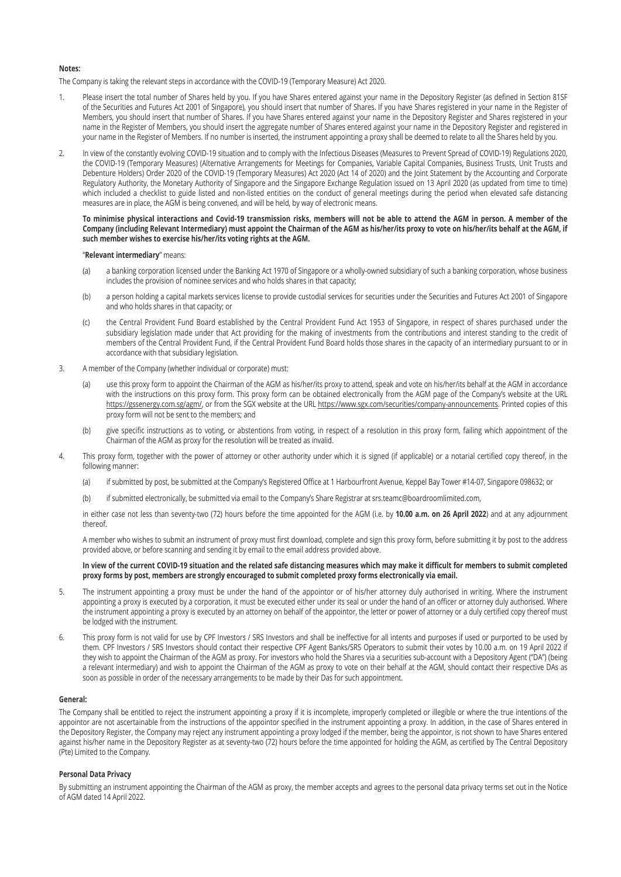**Notes:**

The Company is taking the relevant steps in accordance with the COVID-19 (Temporary Measure) Act 2020.

1. Please insert the total number of Shares held by you. If you have Shares entered against your name in the Depository Register (as defined in Section 81SF of the Securities and Futures Act 2001 of Singapore), you should insert that number of Shares. If you have Shares registered in your name in the Register of Members, you should insert that number of Shares. If you have Shares entered against your name in the Depository Register and Shares registered in your name in the Register of Members, you should insert the aggregate number of Shares entered against your name in the Depository Register and registered in your name in the Register of Members. If no number is inserted, the instrument appointing a proxy shall be deemed to relate to all the Shares held by you.

2. In view of the constantly evolving COVID-19 situation and to comply with the Infectious Diseases (Measures to Prevent Spread of COVID-19) Regulations 2020, the COVID-19 (Temporary Measures) (Alternative Arrangements for Meetings for Companies, Variable Capital Companies, Business Trusts, Unit Trusts and Debenture Holders) Order 2020 of the COVID-19 (Temporary Measures) Act 2020 (Act 14 of 2020) and the Joint Statement by the Accounting and Corporate Regulatory Authority, the Monetary Authority of Singapore and the Singapore Exchange Regulation issued on 13 April 2020 (as updated from time to time) which included a checklist to guide listed and non-listed entities on the conduct of general meetings during the period when elevated safe distancing measures are in place, the AGM is being convened, and will be held, by way of electronic means.

   **To minimise physical interactions and Covid-19 transmission risks, members will not be able to attend the AGM in person. A member of the Company (including Relevant Intermediary) must appoint the Chairman of the AGM as his/her/its proxy to vote on his/her/its behalf at the AGM, if such member wishes to exercise his/her/its voting rights at the AGM.**

   "**Relevant intermediary**" means:

   (a) a banking corporation licensed under the Banking Act 1970 of Singapore or a wholly-owned subsidiary of such a banking corporation, whose business includes the provision of nominee services and who holds shares in that capacity;

   (b) a person holding a capital markets services license to provide custodial services for securities under the Securities and Futures Act 2001 of Singapore and who holds shares in that capacity; or

   (c) the Central Provident Fund Board established by the Central Provident Fund Act 1953 of Singapore, in respect of shares purchased under the subsidiary legislation made under that Act providing for the making of investments from the contributions and interest standing to the credit of members of the Central Provident Fund, if the Central Provident Fund Board holds those shares in the capacity of an intermediary pursuant to or in accordance with that subsidiary legislation.

3. A member of the Company (whether individual or corporate) must:

   (a) use this proxy form to appoint the Chairman of the AGM as his/her/its proxy to attend, speak and vote on his/her/its behalf at the AGM in accordance with the instructions on this proxy form. This proxy form can be obtained electronically from the AGM page of the Company's website at the URL https://gssenergy.com.sg/agm/, or from the SGX website at the URL https://www.sgx.com/securities/company-announcements. Printed copies of this proxy form will not be sent to the members; and

   (b) give specific instructions as to voting, or abstentions from voting, in respect of a resolution in this proxy form, failing which appointment of the Chairman of the AGM as proxy for the resolution will be treated as invalid.

4. This proxy form, together with the power of attorney or other authority under which it is signed (if applicable) or a notarial certified copy thereof, in the following manner:

   (a) if submitted by post, be submitted at the Company's Registered Office at 1 Harbourfront Avenue, Keppel Bay Tower #14-07, Singapore 098632; or

   (b) if submitted electronically, be submitted via email to the Company's Share Registrar at srs.teamc@boardroomlimited.com,

   in either case not less than seventy-two (72) hours before the time appointed for the AGM (i.e. by **10.00 a.m. on 26 April 2022**) and at any adjournment thereof.

   A member who wishes to submit an instrument of proxy must first download, complete and sign this proxy form, before submitting it by post to the address provided above, or before scanning and sending it by email to the email address provided above.

   **In view of the current COVID-19 situation and the related safe distancing measures which may make it difficult for members to submit completed proxy forms by post, members are strongly encouraged to submit completed proxy forms electronically via email.**

5. The instrument appointing a proxy must be under the hand of the appointor or of his/her attorney duly authorised in writing. Where the instrument appointing a proxy is executed by a corporation, it must be executed either under its seal or under the hand of an officer or attorney duly authorised. Where the instrument appointing a proxy is executed by an attorney on behalf of the appointor, the letter or power of attorney or a duly certified copy thereof must be lodged with the instrument.

6. This proxy form is not valid for use by CPF Investors / SRS Investors and shall be ineffective for all intents and purposes if used or purported to be used by them. CPF Investors / SRS Investors should contact their respective CPF Agent Banks/SRS Operators to submit their votes by 10.00 a.m. on 19 April 2022 if they wish to appoint the Chairman of the AGM as proxy. For investors who hold the Shares via a securities sub-account with a Depository Agent ("DA") (being a relevant intermediary) and wish to appoint the Chairman of the AGM as proxy to vote on their behalf at the AGM, should contact their respective DAs as soon as possible in order of the necessary arrangements to be made by their Das for such appointment.

**General:**

The Company shall be entitled to reject the instrument appointing a proxy if it is incomplete, improperly completed or illegible or where the true intentions of the appointor are not ascertainable from the instructions of the appointor specified in the instrument appointing a proxy. In addition, in the case of Shares entered in the Depository Register, the Company may reject any instrument appointing a proxy lodged if the member, being the appointor, is not shown to have Shares entered against his/her name in the Depository Register as at seventy-two (72) hours before the time appointed for holding the AGM, as certified by The Central Depository (Pte) Limited to the Company.

**Personal Data Privacy**

By submitting an instrument appointing the Chairman of the AGM as proxy, the member accepts and agrees to the personal data privacy terms set out in the Notice of AGM dated 14 April 2022.